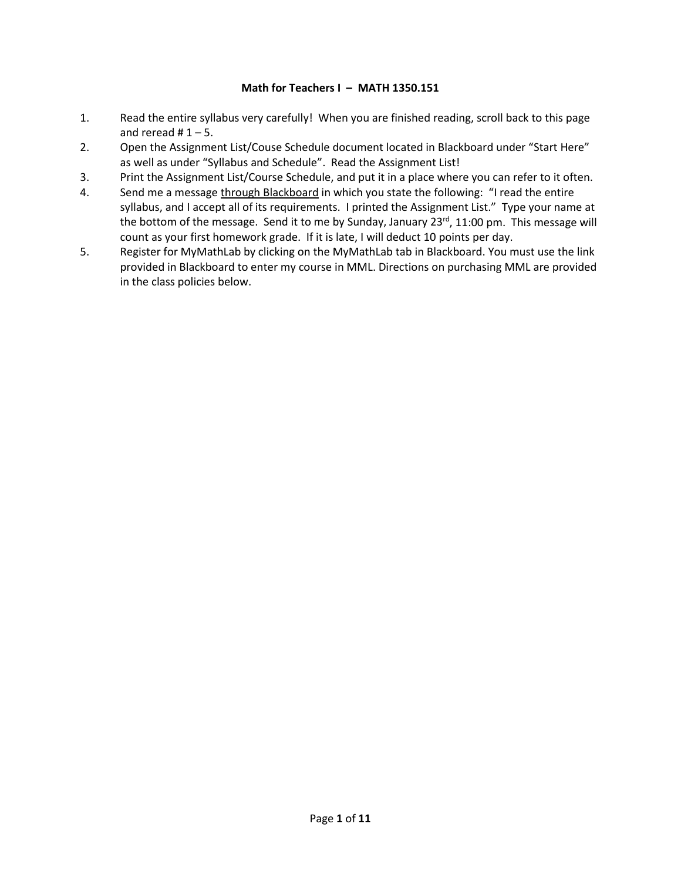**Math for Teachers I – MATH 1350.151**

1. Read the entire syllabus very carefully! When you are finished reading, scroll back to this page and reread # 1 – 5.
2. Open the Assignment List/Couse Schedule document located in Blackboard under "Start Here" as well as under "Syllabus and Schedule". Read the Assignment List!
3. Print the Assignment List/Course Schedule, and put it in a place where you can refer to it often.
4. Send me a message <u>through Blackboard</u> in which you state the following: "I read the entire syllabus, and I accept all of its requirements. I printed the Assignment List." Type your name at the bottom of the message. Send it to me by Sunday, January 23rd, 11:00 pm. This message will count as your first homework grade. If it is late, I will deduct 10 points per day.
5. Register for MyMathLab by clicking on the MyMathLab tab in Blackboard. You must use the link provided in Blackboard to enter my course in MML. Directions on purchasing MML are provided in the class policies below.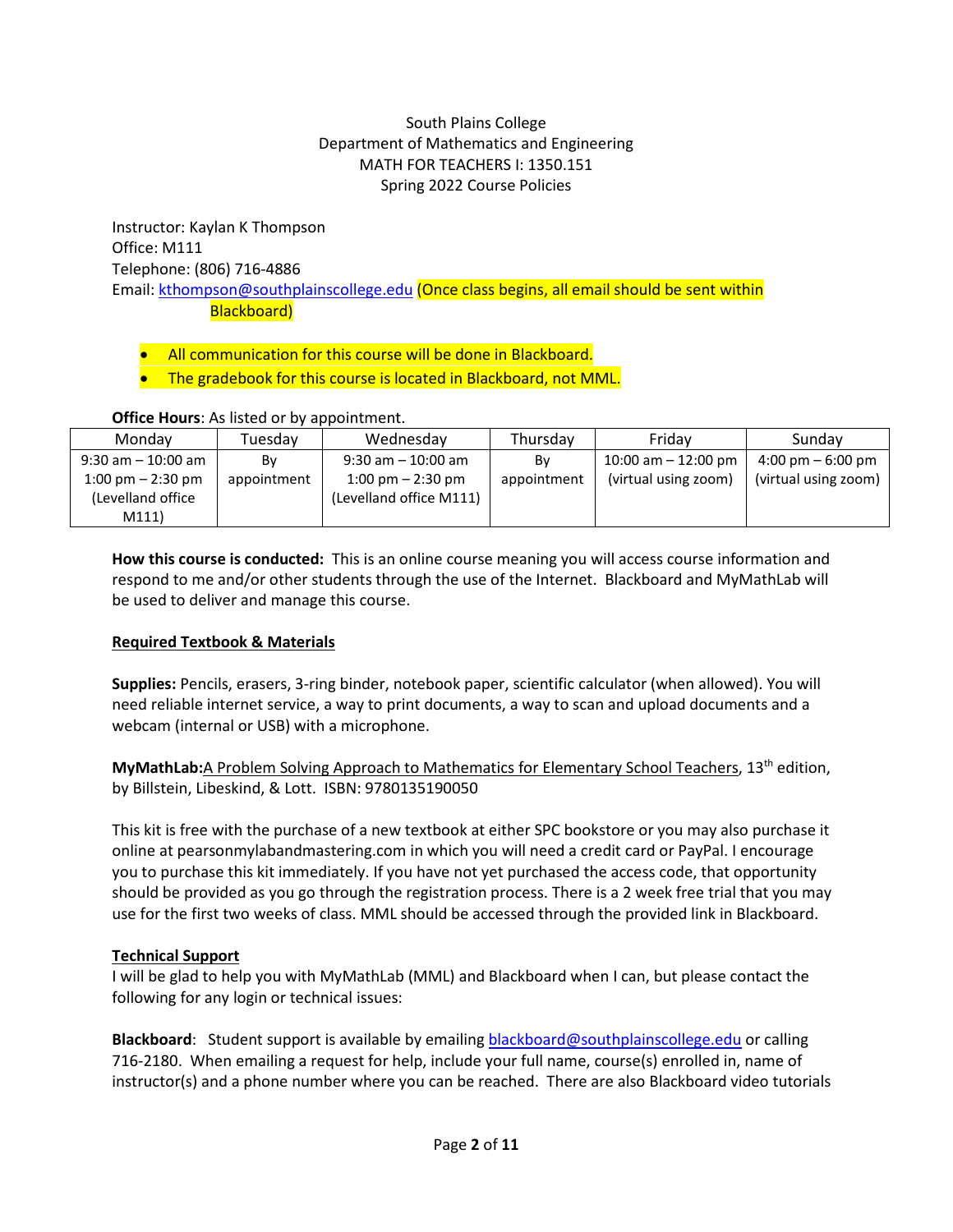South Plains College
Department of Mathematics and Engineering
MATH FOR TEACHERS I: 1350.151
Spring 2022 Course Policies

Instructor: Kaylan K Thompson
Office: M111
Telephone: (806) 716-4886
Email: kthompson@southplainscollege.edu (Once class begins, all email should be sent within Blackboard)

- All communication for this course will be done in Blackboard.
- The gradebook for this course is located in Blackboard, not MML.

**Office Hours**: As listed or by appointment.

| Monday | Tuesday | Wednesday | Thursday | Friday | Sunday |
|---|---|---|---|---|---|
| 9:30 am – 10:00 am<br>1:00 pm – 2:30 pm<br>(Levelland office M111) | By appointment | 9:30 am – 10:00 am<br>1:00 pm – 2:30 pm<br>(Levelland office M111) | By appointment | 10:00 am – 12:00 pm<br>(virtual using zoom) | 4:00 pm – 6:00 pm<br>(virtual using zoom) |

**How this course is conducted:** This is an online course meaning you will access course information and respond to me and/or other students through the use of the Internet. Blackboard and MyMathLab will be used to deliver and manage this course.

**Required Textbook & Materials**

**Supplies:** Pencils, erasers, 3-ring binder, notebook paper, scientific calculator (when allowed). You will need reliable internet service, a way to print documents, a way to scan and upload documents and a webcam (internal or USB) with a microphone.

**MyMathLab:** A Problem Solving Approach to Mathematics for Elementary School Teachers, 13th edition, by Billstein, Libeskind, & Lott. ISBN: 9780135190050

This kit is free with the purchase of a new textbook at either SPC bookstore or you may also purchase it online at pearsonmylabandmastering.com in which you will need a credit card or PayPal. I encourage you to purchase this kit immediately. If you have not yet purchased the access code, that opportunity should be provided as you go through the registration process. There is a 2 week free trial that you may use for the first two weeks of class. MML should be accessed through the provided link in Blackboard.

**Technical Support**

I will be glad to help you with MyMathLab (MML) and Blackboard when I can, but please contact the following for any login or technical issues:

**Blackboard**: Student support is available by emailing blackboard@southplainscollege.edu or calling 716-2180. When emailing a request for help, include your full name, course(s) enrolled in, name of instructor(s) and a phone number where you can be reached. There are also Blackboard video tutorials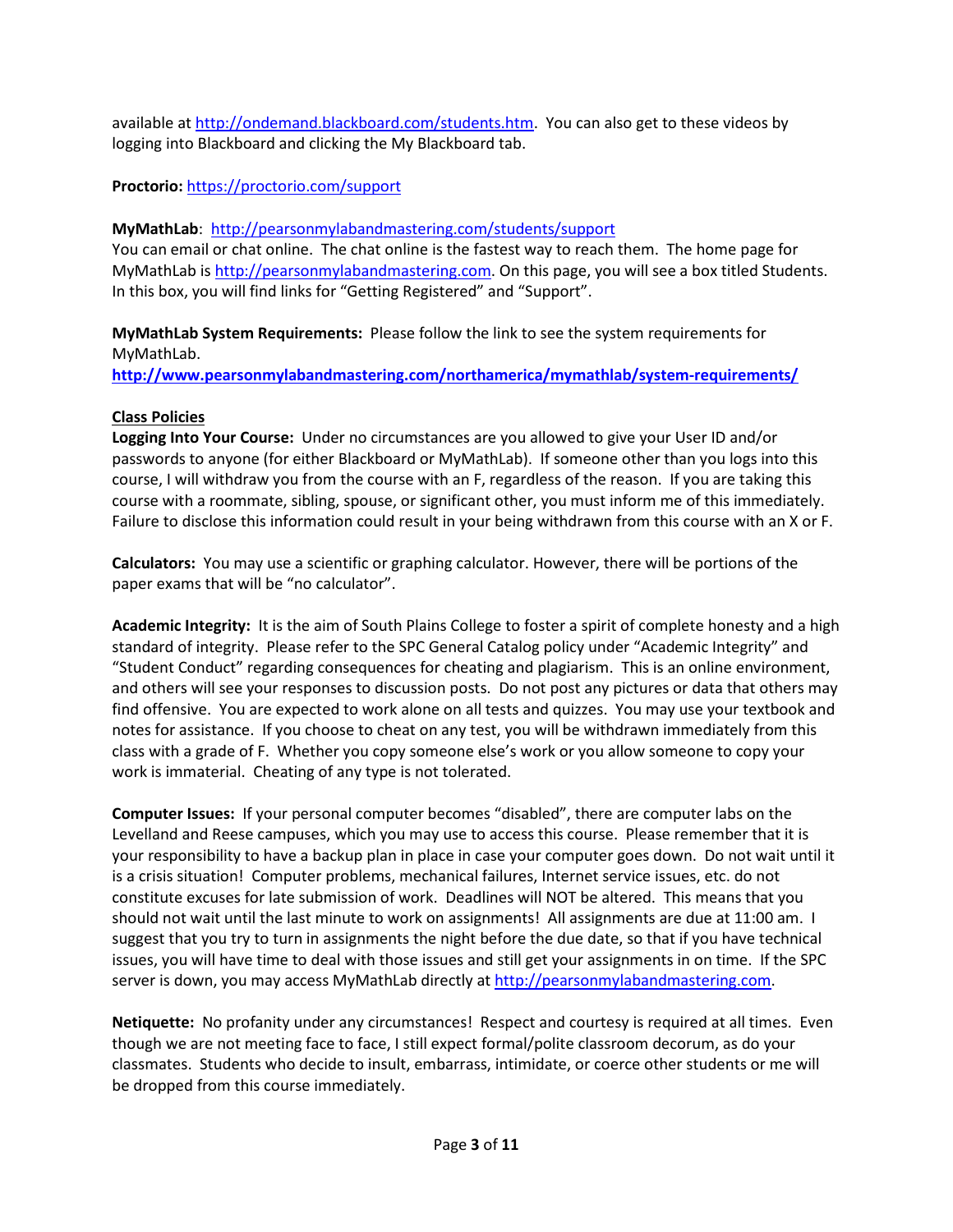available at http://ondemand.blackboard.com/students.htm. You can also get to these videos by logging into Blackboard and clicking the My Blackboard tab.

**Proctorio:** https://proctorio.com/support

**MyMathLab**: http://pearsonmylabandmastering.com/students/support
You can email or chat online. The chat online is the fastest way to reach them. The home page for MyMathLab is http://pearsonmylabandmastering.com. On this page, you will see a box titled Students. In this box, you will find links for "Getting Registered" and "Support".

**MyMathLab System Requirements:** Please follow the link to see the system requirements for MyMathLab.
**http://www.pearsonmylabandmastering.com/northamerica/mymathlab/system-requirements/**

## Class Policies

**Logging Into Your Course:** Under no circumstances are you allowed to give your User ID and/or passwords to anyone (for either Blackboard or MyMathLab). If someone other than you logs into this course, I will withdraw you from the course with an F, regardless of the reason. If you are taking this course with a roommate, sibling, spouse, or significant other, you must inform me of this immediately. Failure to disclose this information could result in your being withdrawn from this course with an X or F.

**Calculators:** You may use a scientific or graphing calculator. However, there will be portions of the paper exams that will be "no calculator".

**Academic Integrity:** It is the aim of South Plains College to foster a spirit of complete honesty and a high standard of integrity. Please refer to the SPC General Catalog policy under "Academic Integrity" and "Student Conduct" regarding consequences for cheating and plagiarism. This is an online environment, and others will see your responses to discussion posts. Do not post any pictures or data that others may find offensive. You are expected to work alone on all tests and quizzes. You may use your textbook and notes for assistance. If you choose to cheat on any test, you will be withdrawn immediately from this class with a grade of F. Whether you copy someone else's work or you allow someone to copy your work is immaterial. Cheating of any type is not tolerated.

**Computer Issues:** If your personal computer becomes "disabled", there are computer labs on the Levelland and Reese campuses, which you may use to access this course. Please remember that it is your responsibility to have a backup plan in place in case your computer goes down. Do not wait until it is a crisis situation! Computer problems, mechanical failures, Internet service issues, etc. do not constitute excuses for late submission of work. Deadlines will NOT be altered. This means that you should not wait until the last minute to work on assignments! All assignments are due at 11:00 am. I suggest that you try to turn in assignments the night before the due date, so that if you have technical issues, you will have time to deal with those issues and still get your assignments in on time. If the SPC server is down, you may access MyMathLab directly at http://pearsonmylabandmastering.com.

**Netiquette:** No profanity under any circumstances! Respect and courtesy is required at all times. Even though we are not meeting face to face, I still expect formal/polite classroom decorum, as do your classmates. Students who decide to insult, embarrass, intimidate, or coerce other students or me will be dropped from this course immediately.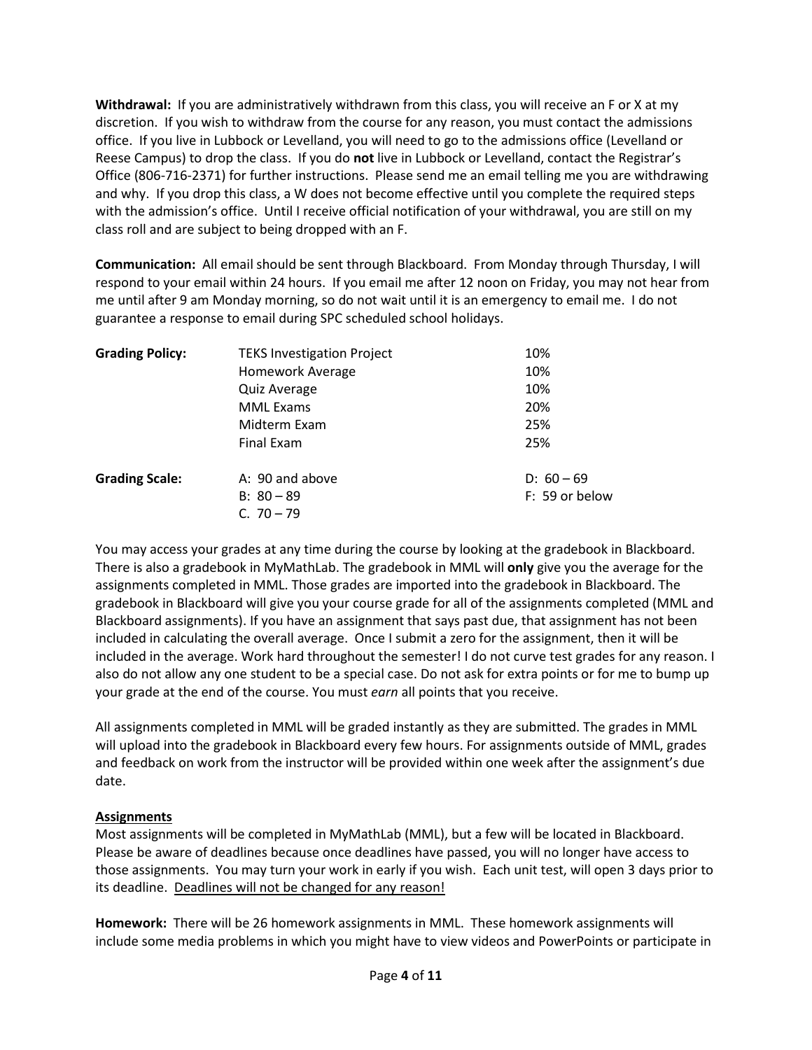**Withdrawal:** If you are administratively withdrawn from this class, you will receive an F or X at my discretion. If you wish to withdraw from the course for any reason, you must contact the admissions office. If you live in Lubbock or Levelland, you will need to go to the admissions office (Levelland or Reese Campus) to drop the class. If you do **not** live in Lubbock or Levelland, contact the Registrar's Office (806-716-2371) for further instructions. Please send me an email telling me you are withdrawing and why. If you drop this class, a W does not become effective until you complete the required steps with the admission's office. Until I receive official notification of your withdrawal, you are still on my class roll and are subject to being dropped with an F.

**Communication:** All email should be sent through Blackboard. From Monday through Thursday, I will respond to your email within 24 hours. If you email me after 12 noon on Friday, you may not hear from me until after 9 am Monday morning, so do not wait until it is an emergency to email me. I do not guarantee a response to email during SPC scheduled school holidays.

| **Grading Policy:** | TEKS Investigation Project | 10% |
|---|---|---|
| | Homework Average | 10% |
| | Quiz Average | 10% |
| | MML Exams | 20% |
| | Midterm Exam | 25% |
| | Final Exam | 25% |

| **Grading Scale:** | | |
|---|---|---|
| | A: 90 and above | D: 60 – 69 |
| | B: 80 – 89 | F: 59 or below |
| | C. 70 – 79 | |

You may access your grades at any time during the course by looking at the gradebook in Blackboard. There is also a gradebook in MyMathLab. The gradebook in MML will **only** give you the average for the assignments completed in MML. Those grades are imported into the gradebook in Blackboard. The gradebook in Blackboard will give you your course grade for all of the assignments completed (MML and Blackboard assignments). If you have an assignment that says past due, that assignment has not been included in calculating the overall average. Once I submit a zero for the assignment, then it will be included in the average. Work hard throughout the semester! I do not curve test grades for any reason. I also do not allow any one student to be a special case. Do not ask for extra points or for me to bump up your grade at the end of the course. You must *earn* all points that you receive.

All assignments completed in MML will be graded instantly as they are submitted. The grades in MML will upload into the gradebook in Blackboard every few hours. For assignments outside of MML, grades and feedback on work from the instructor will be provided within one week after the assignment's due date.

**Assignments**

Most assignments will be completed in MyMathLab (MML), but a few will be located in Blackboard. Please be aware of deadlines because once deadlines have passed, you will no longer have access to those assignments. You may turn your work in early if you wish. Each unit test, will open 3 days prior to its deadline. Deadlines will not be changed for any reason!

**Homework:** There will be 26 homework assignments in MML. These homework assignments will include some media problems in which you might have to view videos and PowerPoints or participate in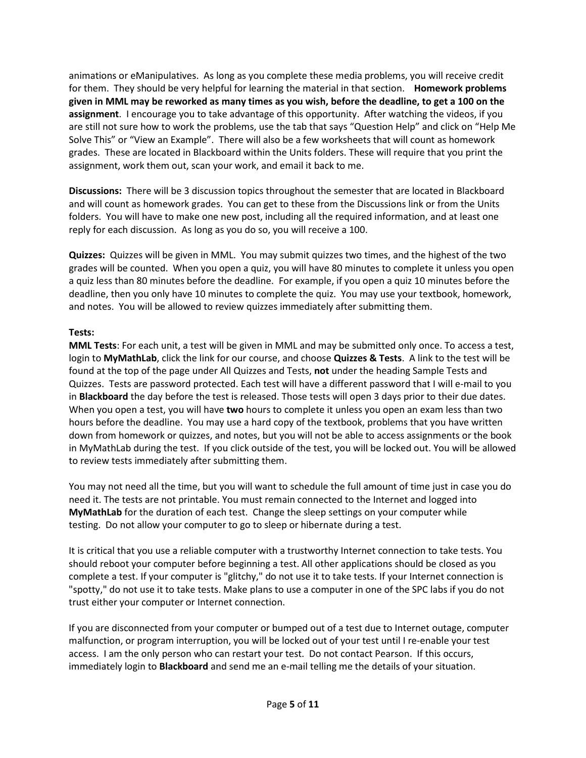animations or eManipulatives. As long as you complete these media problems, you will receive credit for them. They should be very helpful for learning the material in that section. **Homework problems given in MML may be reworked as many times as you wish, before the deadline, to get a 100 on the assignment**. I encourage you to take advantage of this opportunity. After watching the videos, if you are still not sure how to work the problems, use the tab that says "Question Help" and click on "Help Me Solve This" or "View an Example". There will also be a few worksheets that will count as homework grades. These are located in Blackboard within the Units folders. These will require that you print the assignment, work them out, scan your work, and email it back to me.

**Discussions:** There will be 3 discussion topics throughout the semester that are located in Blackboard and will count as homework grades. You can get to these from the Discussions link or from the Units folders. You will have to make one new post, including all the required information, and at least one reply for each discussion. As long as you do so, you will receive a 100.

**Quizzes:** Quizzes will be given in MML. You may submit quizzes two times, and the highest of the two grades will be counted. When you open a quiz, you will have 80 minutes to complete it unless you open a quiz less than 80 minutes before the deadline. For example, if you open a quiz 10 minutes before the deadline, then you only have 10 minutes to complete the quiz. You may use your textbook, homework, and notes. You will be allowed to review quizzes immediately after submitting them.

**Tests:**

**MML Tests**: For each unit, a test will be given in MML and may be submitted only once. To access a test, login to **MyMathLab**, click the link for our course, and choose **Quizzes & Tests**. A link to the test will be found at the top of the page under All Quizzes and Tests, **not** under the heading Sample Tests and Quizzes. Tests are password protected. Each test will have a different password that I will e-mail to you in **Blackboard** the day before the test is released. Those tests will open 3 days prior to their due dates. When you open a test, you will have **two** hours to complete it unless you open an exam less than two hours before the deadline. You may use a hard copy of the textbook, problems that you have written down from homework or quizzes, and notes, but you will not be able to access assignments or the book in MyMathLab during the test. If you click outside of the test, you will be locked out. You will be allowed to review tests immediately after submitting them.

You may not need all the time, but you will want to schedule the full amount of time just in case you do need it. The tests are not printable. You must remain connected to the Internet and logged into **MyMathLab** for the duration of each test. Change the sleep settings on your computer while testing. Do not allow your computer to go to sleep or hibernate during a test.

It is critical that you use a reliable computer with a trustworthy Internet connection to take tests. You should reboot your computer before beginning a test. All other applications should be closed as you complete a test. If your computer is "glitchy," do not use it to take tests. If your Internet connection is "spotty," do not use it to take tests. Make plans to use a computer in one of the SPC labs if you do not trust either your computer or Internet connection.

If you are disconnected from your computer or bumped out of a test due to Internet outage, computer malfunction, or program interruption, you will be locked out of your test until I re-enable your test access. I am the only person who can restart your test. Do not contact Pearson. If this occurs, immediately login to **Blackboard** and send me an e-mail telling me the details of your situation.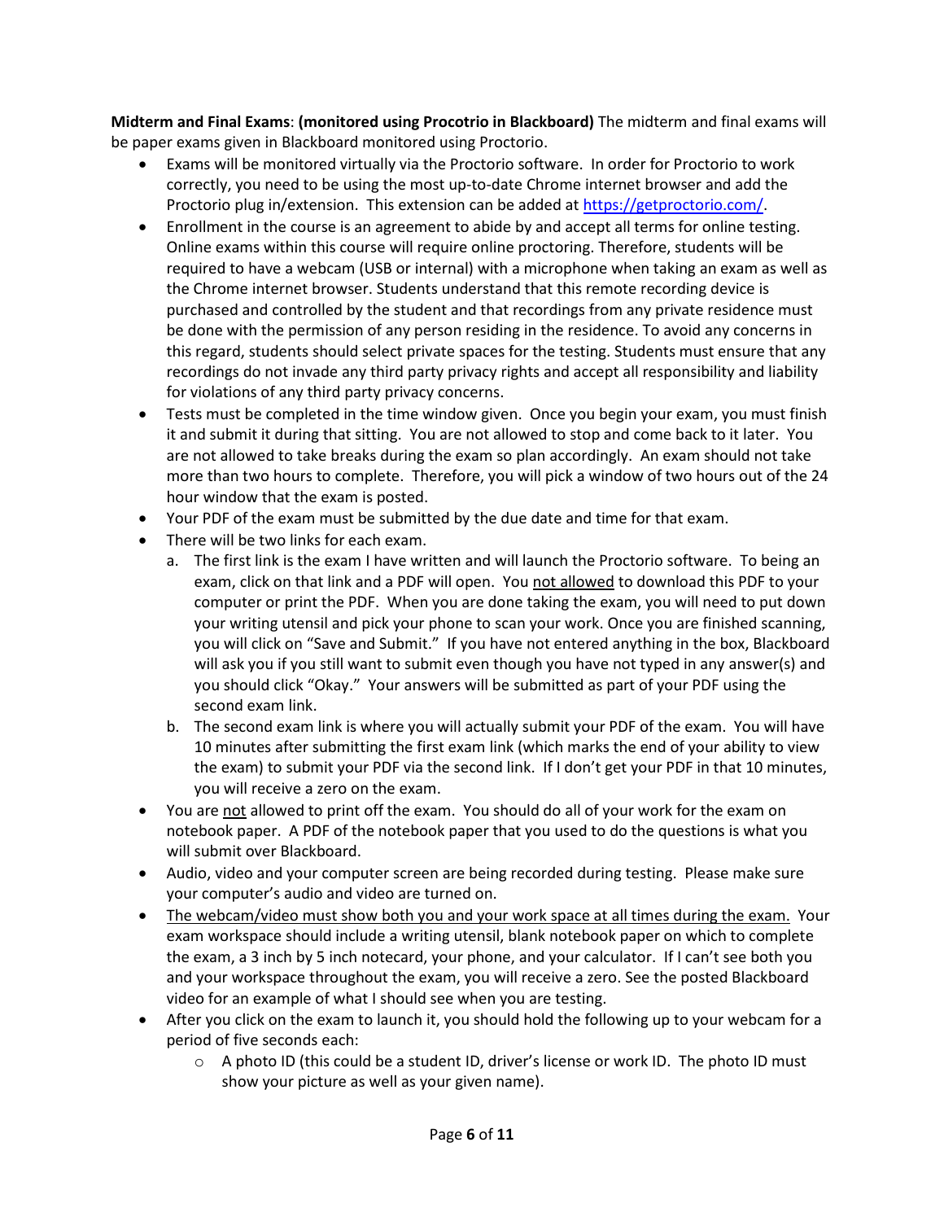**Midterm and Final Exams**: **(monitored using Procotrio in Blackboard)** The midterm and final exams will be paper exams given in Blackboard monitored using Proctorio.

- Exams will be monitored virtually via the Proctorio software. In order for Proctorio to work correctly, you need to be using the most up-to-date Chrome internet browser and add the Proctorio plug in/extension. This extension can be added at https://getproctorio.com/.
- Enrollment in the course is an agreement to abide by and accept all terms for online testing. Online exams within this course will require online proctoring. Therefore, students will be required to have a webcam (USB or internal) with a microphone when taking an exam as well as the Chrome internet browser. Students understand that this remote recording device is purchased and controlled by the student and that recordings from any private residence must be done with the permission of any person residing in the residence. To avoid any concerns in this regard, students should select private spaces for the testing. Students must ensure that any recordings do not invade any third party privacy rights and accept all responsibility and liability for violations of any third party privacy concerns.
- Tests must be completed in the time window given. Once you begin your exam, you must finish it and submit it during that sitting. You are not allowed to stop and come back to it later. You are not allowed to take breaks during the exam so plan accordingly. An exam should not take more than two hours to complete. Therefore, you will pick a window of two hours out of the 24 hour window that the exam is posted.
- Your PDF of the exam must be submitted by the due date and time for that exam.
- There will be two links for each exam.
    a. The first link is the exam I have written and will launch the Proctorio software. To being an exam, click on that link and a PDF will open. You <u>not allowed</u> to download this PDF to your computer or print the PDF. When you are done taking the exam, you will need to put down your writing utensil and pick your phone to scan your work. Once you are finished scanning, you will click on "Save and Submit." If you have not entered anything in the box, Blackboard will ask you if you still want to submit even though you have not typed in any answer(s) and you should click "Okay." Your answers will be submitted as part of your PDF using the second exam link.
    b. The second exam link is where you will actually submit your PDF of the exam. You will have 10 minutes after submitting the first exam link (which marks the end of your ability to view the exam) to submit your PDF via the second link. If I don't get your PDF in that 10 minutes, you will receive a zero on the exam.
- You are <u>not</u> allowed to print off the exam. You should do all of your work for the exam on notebook paper. A PDF of the notebook paper that you used to do the questions is what you will submit over Blackboard.
- Audio, video and your computer screen are being recorded during testing. Please make sure your computer's audio and video are turned on.
- <u>The webcam/video must show both you and your work space at all times during the exam.</u> Your exam workspace should include a writing utensil, blank notebook paper on which to complete the exam, a 3 inch by 5 inch notecard, your phone, and your calculator. If I can't see both you and your workspace throughout the exam, you will receive a zero. See the posted Blackboard video for an example of what I should see when you are testing.
- After you click on the exam to launch it, you should hold the following up to your webcam for a period of five seconds each:
    - A photo ID (this could be a student ID, driver's license or work ID. The photo ID must show your picture as well as your given name).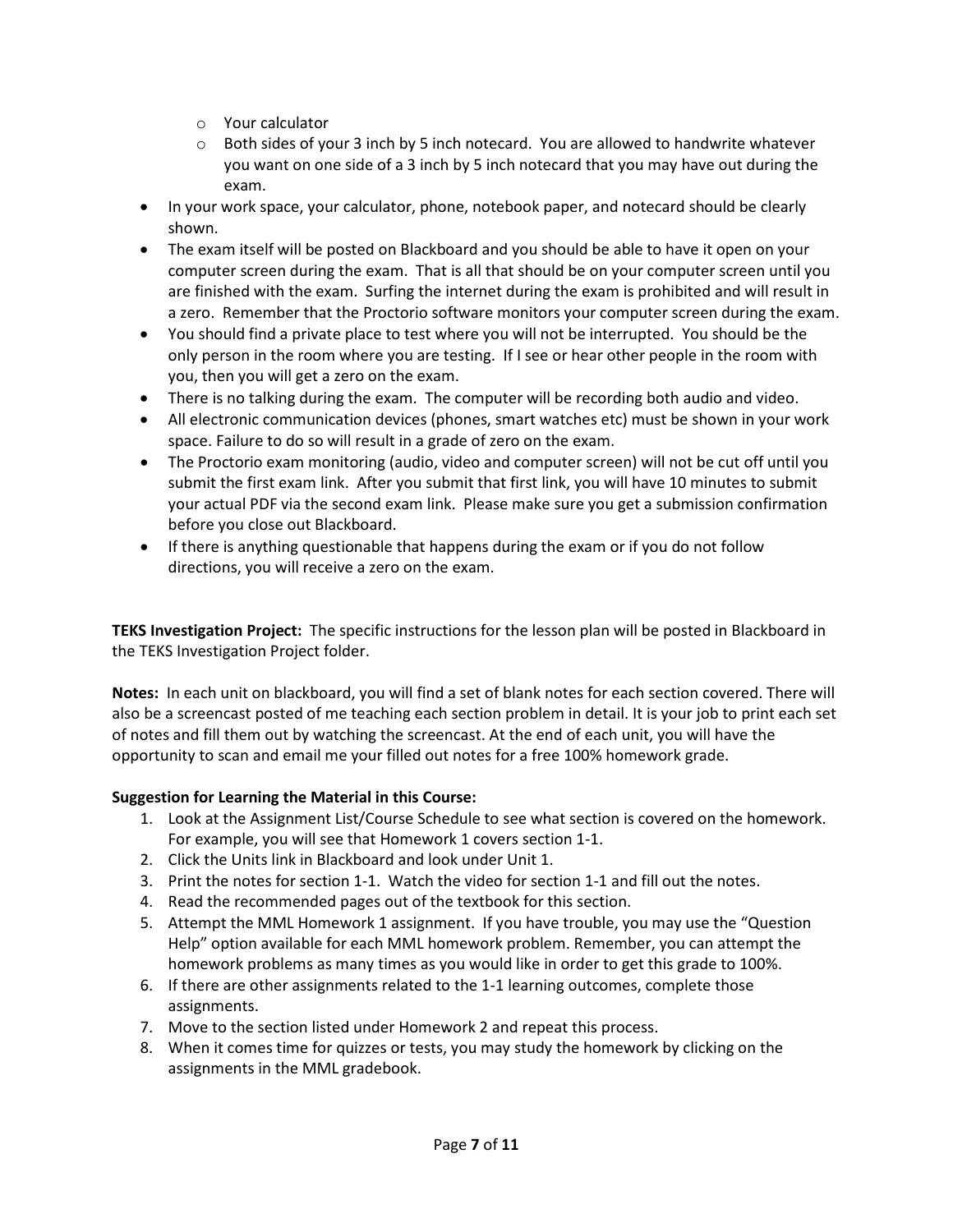- Your calculator
  - Both sides of your 3 inch by 5 inch notecard. You are allowed to handwrite whatever you want on one side of a 3 inch by 5 inch notecard that you may have out during the exam.
- In your work space, your calculator, phone, notebook paper, and notecard should be clearly shown.
- The exam itself will be posted on Blackboard and you should be able to have it open on your computer screen during the exam. That is all that should be on your computer screen until you are finished with the exam. Surfing the internet during the exam is prohibited and will result in a zero. Remember that the Proctorio software monitors your computer screen during the exam.
- You should find a private place to test where you will not be interrupted. You should be the only person in the room where you are testing. If I see or hear other people in the room with you, then you will get a zero on the exam.
- There is no talking during the exam. The computer will be recording both audio and video.
- All electronic communication devices (phones, smart watches etc) must be shown in your work space. Failure to do so will result in a grade of zero on the exam.
- The Proctorio exam monitoring (audio, video and computer screen) will not be cut off until you submit the first exam link. After you submit that first link, you will have 10 minutes to submit your actual PDF via the second exam link. Please make sure you get a submission confirmation before you close out Blackboard.
- If there is anything questionable that happens during the exam or if you do not follow directions, you will receive a zero on the exam.

**TEKS Investigation Project:** The specific instructions for the lesson plan will be posted in Blackboard in the TEKS Investigation Project folder.

**Notes:** In each unit on blackboard, you will find a set of blank notes for each section covered. There will also be a screencast posted of me teaching each section problem in detail. It is your job to print each set of notes and fill them out by watching the screencast. At the end of each unit, you will have the opportunity to scan and email me your filled out notes for a free 100% homework grade.

**Suggestion for Learning the Material in this Course:**

1. Look at the Assignment List/Course Schedule to see what section is covered on the homework. For example, you will see that Homework 1 covers section 1-1.
2. Click the Units link in Blackboard and look under Unit 1.
3. Print the notes for section 1-1. Watch the video for section 1-1 and fill out the notes.
4. Read the recommended pages out of the textbook for this section.
5. Attempt the MML Homework 1 assignment. If you have trouble, you may use the "Question Help" option available for each MML homework problem. Remember, you can attempt the homework problems as many times as you would like in order to get this grade to 100%.
6. If there are other assignments related to the 1-1 learning outcomes, complete those assignments.
7. Move to the section listed under Homework 2 and repeat this process.
8. When it comes time for quizzes or tests, you may study the homework by clicking on the assignments in the MML gradebook.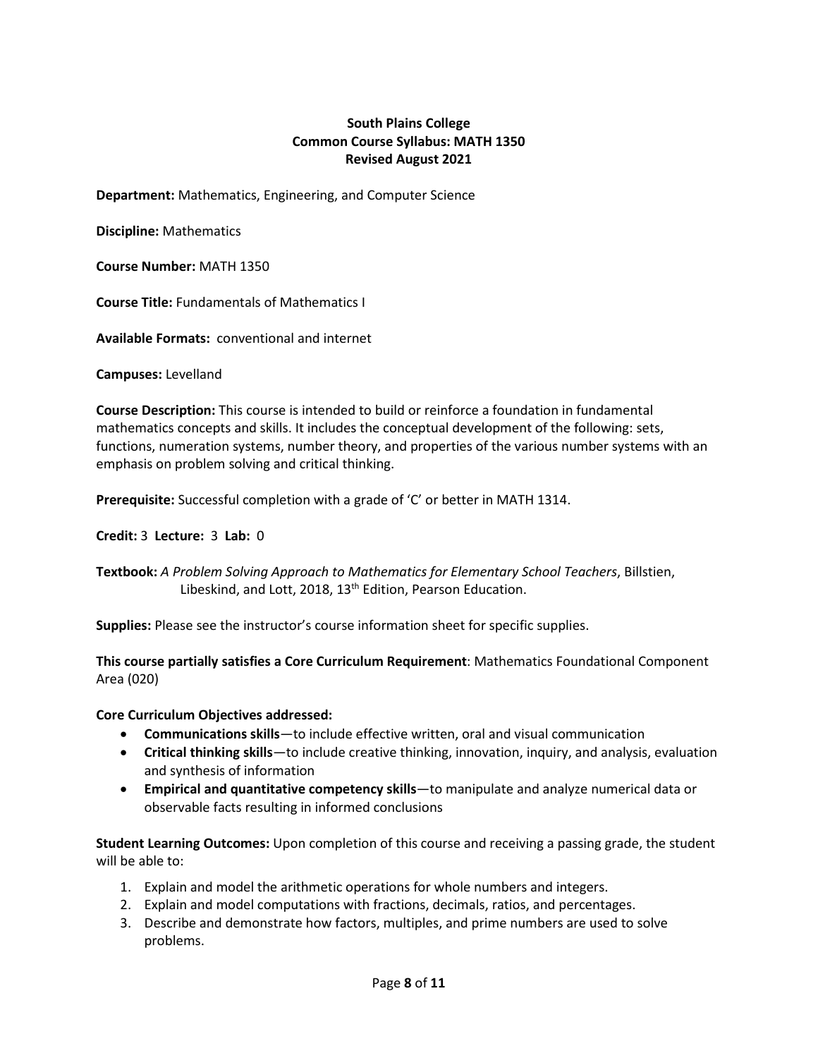**South Plains College**
**Common Course Syllabus: MATH 1350**
**Revised August 2021**

**Department:** Mathematics, Engineering, and Computer Science

**Discipline:** Mathematics

**Course Number:** MATH 1350

**Course Title:** Fundamentals of Mathematics I

**Available Formats:** conventional and internet

**Campuses:** Levelland

**Course Description:** This course is intended to build or reinforce a foundation in fundamental mathematics concepts and skills. It includes the conceptual development of the following: sets, functions, numeration systems, number theory, and properties of the various number systems with an emphasis on problem solving and critical thinking.

**Prerequisite:** Successful completion with a grade of 'C' or better in MATH 1314.

**Credit:** 3 **Lecture:** 3 **Lab:** 0

**Textbook:** *A Problem Solving Approach to Mathematics for Elementary School Teachers*, Billstien, Libeskind, and Lott, 2018, 13th Edition, Pearson Education.

**Supplies:** Please see the instructor's course information sheet for specific supplies.

**This course partially satisfies a Core Curriculum Requirement**: Mathematics Foundational Component Area (020)

**Core Curriculum Objectives addressed:**

- **Communications skills**—to include effective written, oral and visual communication
- **Critical thinking skills**—to include creative thinking, innovation, inquiry, and analysis, evaluation and synthesis of information
- **Empirical and quantitative competency skills**—to manipulate and analyze numerical data or observable facts resulting in informed conclusions

**Student Learning Outcomes:** Upon completion of this course and receiving a passing grade, the student will be able to:

1. Explain and model the arithmetic operations for whole numbers and integers.
2. Explain and model computations with fractions, decimals, ratios, and percentages.
3. Describe and demonstrate how factors, multiples, and prime numbers are used to solve problems.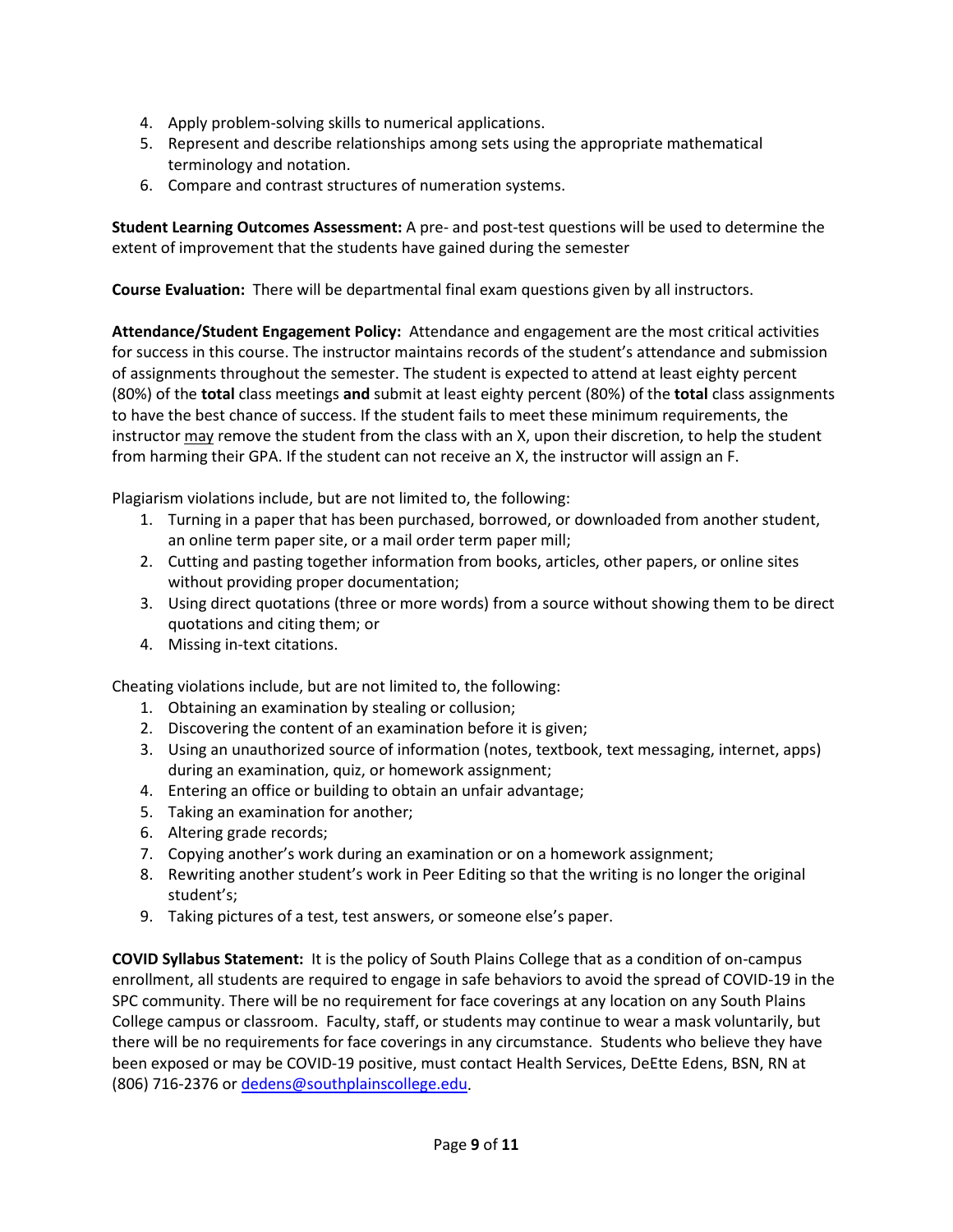4. Apply problem-solving skills to numerical applications.
5. Represent and describe relationships among sets using the appropriate mathematical terminology and notation.
6. Compare and contrast structures of numeration systems.

**Student Learning Outcomes Assessment:** A pre- and post-test questions will be used to determine the extent of improvement that the students have gained during the semester

**Course Evaluation:** There will be departmental final exam questions given by all instructors.

**Attendance/Student Engagement Policy:** Attendance and engagement are the most critical activities for success in this course. The instructor maintains records of the student's attendance and submission of assignments throughout the semester. The student is expected to attend at least eighty percent (80%) of the **total** class meetings **and** submit at least eighty percent (80%) of the **total** class assignments to have the best chance of success. If the student fails to meet these minimum requirements, the instructor <u>may</u> remove the student from the class with an X, upon their discretion, to help the student from harming their GPA. If the student can not receive an X, the instructor will assign an F.

Plagiarism violations include, but are not limited to, the following:

1. Turning in a paper that has been purchased, borrowed, or downloaded from another student, an online term paper site, or a mail order term paper mill;
2. Cutting and pasting together information from books, articles, other papers, or online sites without providing proper documentation;
3. Using direct quotations (three or more words) from a source without showing them to be direct quotations and citing them; or
4. Missing in-text citations.

Cheating violations include, but are not limited to, the following:

1. Obtaining an examination by stealing or collusion;
2. Discovering the content of an examination before it is given;
3. Using an unauthorized source of information (notes, textbook, text messaging, internet, apps) during an examination, quiz, or homework assignment;
4. Entering an office or building to obtain an unfair advantage;
5. Taking an examination for another;
6. Altering grade records;
7. Copying another's work during an examination or on a homework assignment;
8. Rewriting another student's work in Peer Editing so that the writing is no longer the original student's;
9. Taking pictures of a test, test answers, or someone else's paper.

**COVID Syllabus Statement:** It is the policy of South Plains College that as a condition of on-campus enrollment, all students are required to engage in safe behaviors to avoid the spread of COVID-19 in the SPC community. There will be no requirement for face coverings at any location on any South Plains College campus or classroom. Faculty, staff, or students may continue to wear a mask voluntarily, but there will be no requirements for face coverings in any circumstance. Students who believe they have been exposed or may be COVID-19 positive, must contact Health Services, DeEtte Edens, BSN, RN at (806) 716-2376 or [dedens@southplainscollege.edu](mailto:dedens@southplainscollege.edu).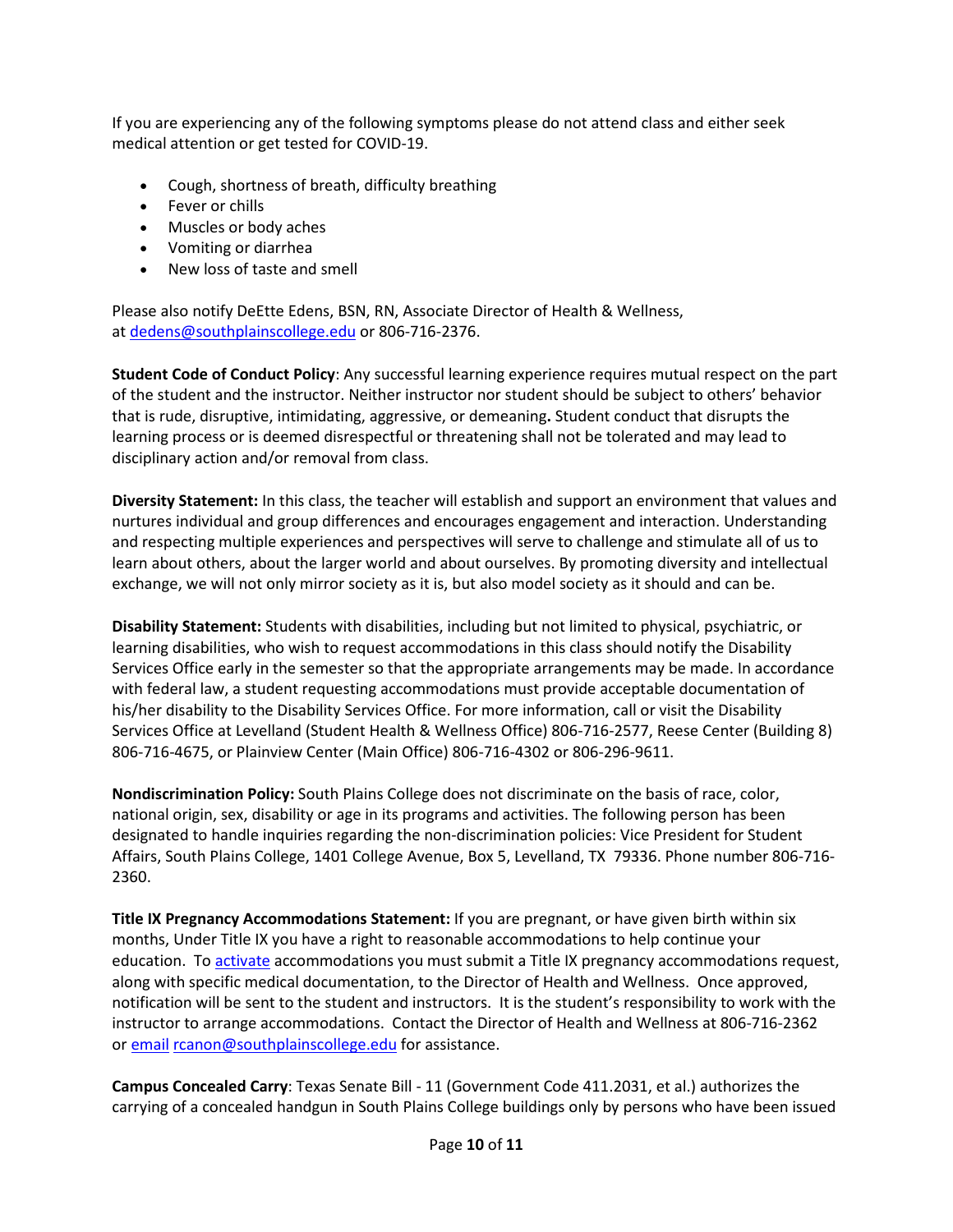If you are experiencing any of the following symptoms please do not attend class and either seek medical attention or get tested for COVID-19.

- Cough, shortness of breath, difficulty breathing
- Fever or chills
- Muscles or body aches
- Vomiting or diarrhea
- New loss of taste and smell

Please also notify DeEtte Edens, BSN, RN, Associate Director of Health & Wellness, at [dedens@southplainscollege.edu](mailto:dedens@southplainscollege.edu) or 806-716-2376.

**Student Code of Conduct Policy**: Any successful learning experience requires mutual respect on the part of the student and the instructor. Neither instructor nor student should be subject to others' behavior that is rude, disruptive, intimidating, aggressive, or demeaning**.** Student conduct that disrupts the learning process or is deemed disrespectful or threatening shall not be tolerated and may lead to disciplinary action and/or removal from class.

**Diversity Statement:** In this class, the teacher will establish and support an environment that values and nurtures individual and group differences and encourages engagement and interaction. Understanding and respecting multiple experiences and perspectives will serve to challenge and stimulate all of us to learn about others, about the larger world and about ourselves. By promoting diversity and intellectual exchange, we will not only mirror society as it is, but also model society as it should and can be.

**Disability Statement:** Students with disabilities, including but not limited to physical, psychiatric, or learning disabilities, who wish to request accommodations in this class should notify the Disability Services Office early in the semester so that the appropriate arrangements may be made. In accordance with federal law, a student requesting accommodations must provide acceptable documentation of his/her disability to the Disability Services Office. For more information, call or visit the Disability Services Office at Levelland (Student Health & Wellness Office) 806-716-2577, Reese Center (Building 8) 806-716-4675, or Plainview Center (Main Office) 806-716-4302 or 806-296-9611.

**Nondiscrimination Policy:** South Plains College does not discriminate on the basis of race, color, national origin, sex, disability or age in its programs and activities. The following person has been designated to handle inquiries regarding the non-discrimination policies: Vice President for Student Affairs, South Plains College, 1401 College Avenue, Box 5, Levelland, TX 79336. Phone number 806-716-2360.

**Title IX Pregnancy Accommodations Statement:** If you are pregnant, or have given birth within six months, Under Title IX you have a right to reasonable accommodations to help continue your education. To activate accommodations you must submit a Title IX pregnancy accommodations request, along with specific medical documentation, to the Director of Health and Wellness. Once approved, notification will be sent to the student and instructors. It is the student's responsibility to work with the instructor to arrange accommodations. Contact the Director of Health and Wellness at 806-716-2362 or email [rcanon@southplainscollege.edu](mailto:rcanon@southplainscollege.edu) for assistance.

**Campus Concealed Carry**: Texas Senate Bill - 11 (Government Code 411.2031, et al.) authorizes the carrying of a concealed handgun in South Plains College buildings only by persons who have been issued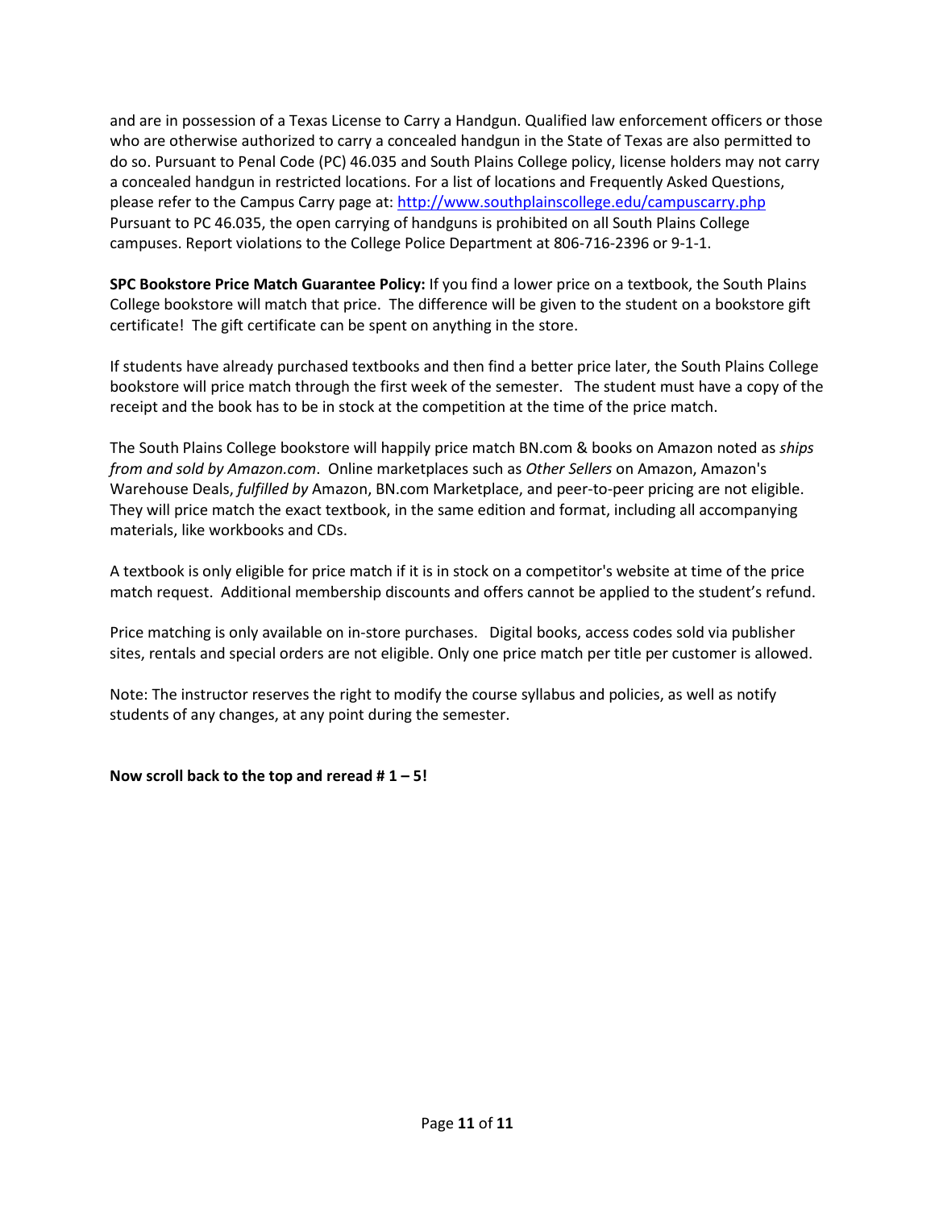and are in possession of a Texas License to Carry a Handgun. Qualified law enforcement officers or those who are otherwise authorized to carry a concealed handgun in the State of Texas are also permitted to do so. Pursuant to Penal Code (PC) 46.035 and South Plains College policy, license holders may not carry a concealed handgun in restricted locations. For a list of locations and Frequently Asked Questions, please refer to the Campus Carry page at: [http://www.southplainscollege.edu/campuscarry.php](http://www.southplainscollege.edu/campuscarry.php) Pursuant to PC 46.035, the open carrying of handguns is prohibited on all South Plains College campuses. Report violations to the College Police Department at 806-716-2396 or 9-1-1.

**SPC Bookstore Price Match Guarantee Policy:** If you find a lower price on a textbook, the South Plains College bookstore will match that price. The difference will be given to the student on a bookstore gift certificate! The gift certificate can be spent on anything in the store.

If students have already purchased textbooks and then find a better price later, the South Plains College bookstore will price match through the first week of the semester. The student must have a copy of the receipt and the book has to be in stock at the competition at the time of the price match.

The South Plains College bookstore will happily price match BN.com & books on Amazon noted as *ships from and sold by Amazon.com*. Online marketplaces such as *Other Sellers* on Amazon, Amazon's Warehouse Deals, *fulfilled by* Amazon, BN.com Marketplace, and peer-to-peer pricing are not eligible. They will price match the exact textbook, in the same edition and format, including all accompanying materials, like workbooks and CDs.

A textbook is only eligible for price match if it is in stock on a competitor's website at time of the price match request. Additional membership discounts and offers cannot be applied to the student's refund.

Price matching is only available on in-store purchases. Digital books, access codes sold via publisher sites, rentals and special orders are not eligible. Only one price match per title per customer is allowed.

Note: The instructor reserves the right to modify the course syllabus and policies, as well as notify students of any changes, at any point during the semester.

**Now scroll back to the top and reread # 1 – 5!**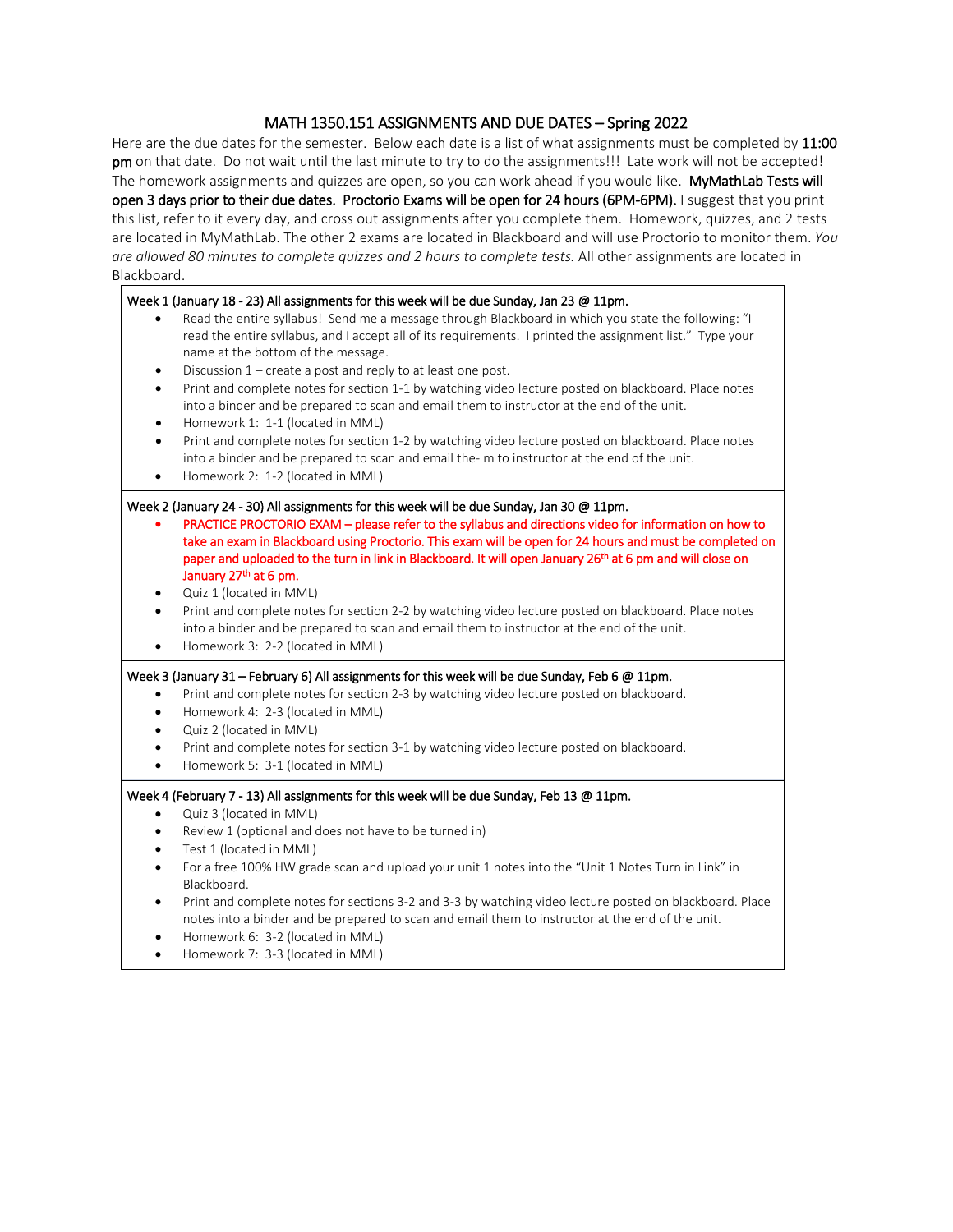# MATH 1350.151 ASSIGNMENTS AND DUE DATES – Spring 2022

Here are the due dates for the semester. Below each date is a list of what assignments must be completed by **11:00 pm** on that date. Do not wait until the last minute to try to do the assignments!!! Late work will not be accepted! The homework assignments and quizzes are open, so you can work ahead if you would like. **MyMathLab Tests will open 3 days prior to their due dates. Proctorio Exams will be open for 24 hours (6PM-6PM).** I suggest that you print this list, refer to it every day, and cross out assignments after you complete them. Homework, quizzes, and 2 tests are located in MyMathLab. The other 2 exams are located in Blackboard and will use Proctorio to monitor them. *You are allowed 80 minutes to complete quizzes and 2 hours to complete tests.* All other assignments are located in Blackboard.

**Week 1 (January 18 - 23) All assignments for this week will be due Sunday, Jan 23 @ 11pm.**

- Read the entire syllabus! Send me a message through Blackboard in which you state the following: "I read the entire syllabus, and I accept all of its requirements. I printed the assignment list." Type your name at the bottom of the message.
- Discussion 1 – create a post and reply to at least one post.
- Print and complete notes for section 1-1 by watching video lecture posted on blackboard. Place notes into a binder and be prepared to scan and email them to instructor at the end of the unit.
- Homework 1: 1-1 (located in MML)
- Print and complete notes for section 1-2 by watching video lecture posted on blackboard. Place notes into a binder and be prepared to scan and email the- m to instructor at the end of the unit.
- Homework 2: 1-2 (located in MML)

**Week 2 (January 24 - 30) All assignments for this week will be due Sunday, Jan 30 @ 11pm.**

- PRACTICE PROCTORIO EXAM – please refer to the syllabus and directions video for information on how to take an exam in Blackboard using Proctorio. This exam will be open for 24 hours and must be completed on paper and uploaded to the turn in link in Blackboard. It will open January 26th at 6 pm and will close on January 27th at 6 pm.
- Quiz 1 (located in MML)
- Print and complete notes for section 2-2 by watching video lecture posted on blackboard. Place notes into a binder and be prepared to scan and email them to instructor at the end of the unit.
- Homework 3: 2-2 (located in MML)

**Week 3 (January 31 – February 6) All assignments for this week will be due Sunday, Feb 6 @ 11pm.**

- Print and complete notes for section 2-3 by watching video lecture posted on blackboard.
- Homework 4: 2-3 (located in MML)
- Quiz 2 (located in MML)
- Print and complete notes for section 3-1 by watching video lecture posted on blackboard.
- Homework 5: 3-1 (located in MML)

**Week 4 (February 7 - 13) All assignments for this week will be due Sunday, Feb 13 @ 11pm.**

- Quiz 3 (located in MML)
- Review 1 (optional and does not have to be turned in)
- Test 1 (located in MML)
- For a free 100% HW grade scan and upload your unit 1 notes into the "Unit 1 Notes Turn in Link" in Blackboard.
- Print and complete notes for sections 3-2 and 3-3 by watching video lecture posted on blackboard. Place notes into a binder and be prepared to scan and email them to instructor at the end of the unit.
- Homework 6: 3-2 (located in MML)
- Homework 7: 3-3 (located in MML)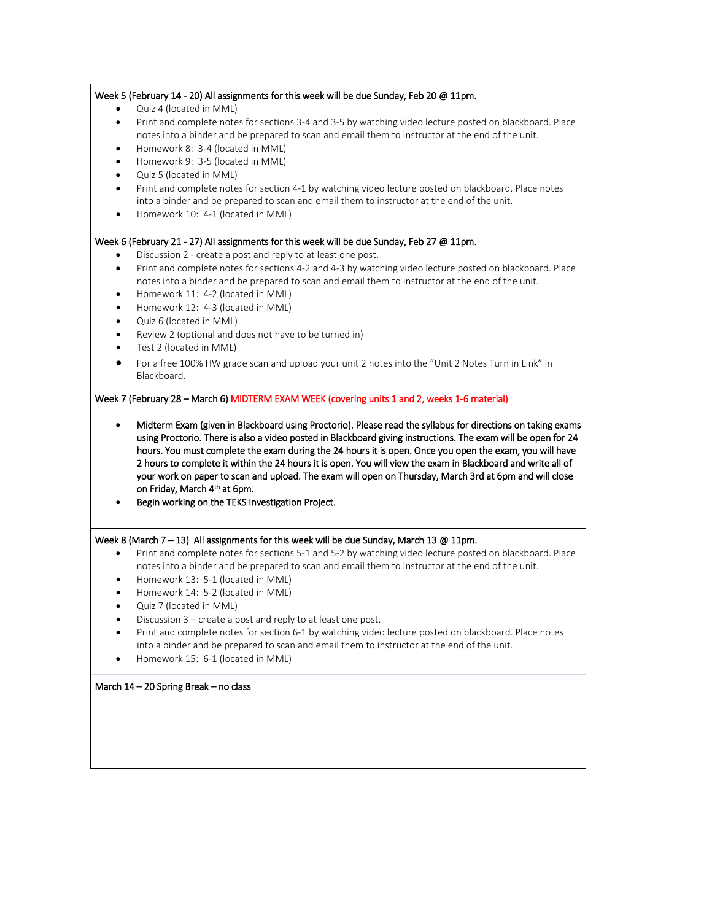**Week 5 (February 14 - 20) All assignments for this week will be due Sunday, Feb 20 @ 11pm.**

- Quiz 4 (located in MML)
- Print and complete notes for sections 3-4 and 3-5 by watching video lecture posted on blackboard. Place notes into a binder and be prepared to scan and email them to instructor at the end of the unit.
- Homework 8: 3-4 (located in MML)
- Homework 9: 3-5 (located in MML)
- Quiz 5 (located in MML)
- Print and complete notes for section 4-1 by watching video lecture posted on blackboard. Place notes into a binder and be prepared to scan and email them to instructor at the end of the unit.
- Homework 10: 4-1 (located in MML)

**Week 6 (February 21 - 27) All assignments for this week will be due Sunday, Feb 27 @ 11pm.**

- Discussion 2 - create a post and reply to at least one post.
- Print and complete notes for sections 4-2 and 4-3 by watching video lecture posted on blackboard. Place notes into a binder and be prepared to scan and email them to instructor at the end of the unit.
- Homework 11: 4-2 (located in MML)
- Homework 12: 4-3 (located in MML)
- Quiz 6 (located in MML)
- Review 2 (optional and does not have to be turned in)
- Test 2 (located in MML)
- For a free 100% HW grade scan and upload your unit 2 notes into the "Unit 2 Notes Turn in Link" in Blackboard.

**Week 7 (February 28 – March 6) MIDTERM EXAM WEEK (covering units 1 and 2, weeks 1-6 material)**

- **Midterm Exam (given in Blackboard using Proctorio). Please read the syllabus for directions on taking exams using Proctorio. There is also a video posted in Blackboard giving instructions. The exam will be open for 24 hours. You must complete the exam during the 24 hours it is open. Once you open the exam, you will have 2 hours to complete it within the 24 hours it is open. You will view the exam in Blackboard and write all of your work on paper to scan and upload. The exam will open on Thursday, March 3rd at 6pm and will close on Friday, March 4th at 6pm.**
- **Begin working on the TEKS Investigation Project.**

**Week 8 (March 7 – 13) All assignments for this week will be due Sunday, March 13 @ 11pm.**

- Print and complete notes for sections 5-1 and 5-2 by watching video lecture posted on blackboard. Place notes into a binder and be prepared to scan and email them to instructor at the end of the unit.
- Homework 13: 5-1 (located in MML)
- Homework 14: 5-2 (located in MML)
- Quiz 7 (located in MML)
- Discussion 3 – create a post and reply to at least one post.
- Print and complete notes for section 6-1 by watching video lecture posted on blackboard. Place notes into a binder and be prepared to scan and email them to instructor at the end of the unit.
- Homework 15: 6-1 (located in MML)

**March 14 – 20 Spring Break – no class**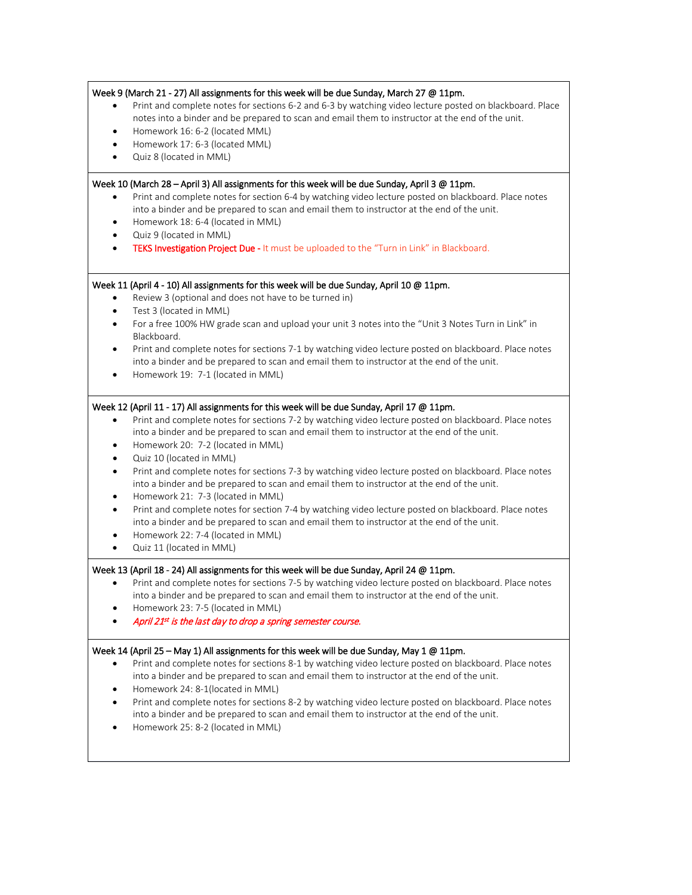Week 9 (March 21 - 27) All assignments for this week will be due Sunday, March 27 @ 11pm.

- Print and complete notes for sections 6-2 and 6-3 by watching video lecture posted on blackboard. Place notes into a binder and be prepared to scan and email them to instructor at the end of the unit.
- Homework 16: 6-2 (located MML)
- Homework 17: 6-3 (located MML)
- Quiz 8 (located in MML)

Week 10 (March 28 – April 3) All assignments for this week will be due Sunday, April 3 @ 11pm.

- Print and complete notes for section 6-4 by watching video lecture posted on blackboard. Place notes into a binder and be prepared to scan and email them to instructor at the end of the unit.
- Homework 18: 6-4 (located in MML)
- Quiz 9 (located in MML)
- TEKS Investigation Project Due - It must be uploaded to the "Turn in Link" in Blackboard.

Week 11 (April 4 - 10) All assignments for this week will be due Sunday, April 10 @ 11pm.

- Review 3 (optional and does not have to be turned in)
- Test 3 (located in MML)
- For a free 100% HW grade scan and upload your unit 3 notes into the "Unit 3 Notes Turn in Link" in Blackboard.
- Print and complete notes for sections 7-1 by watching video lecture posted on blackboard. Place notes into a binder and be prepared to scan and email them to instructor at the end of the unit.
- Homework 19: 7-1 (located in MML)

Week 12 (April 11 - 17) All assignments for this week will be due Sunday, April 17 @ 11pm.

- Print and complete notes for sections 7-2 by watching video lecture posted on blackboard. Place notes into a binder and be prepared to scan and email them to instructor at the end of the unit.
- Homework 20: 7-2 (located in MML)
- Quiz 10 (located in MML)
- Print and complete notes for sections 7-3 by watching video lecture posted on blackboard. Place notes into a binder and be prepared to scan and email them to instructor at the end of the unit.
- Homework 21: 7-3 (located in MML)
- Print and complete notes for section 7-4 by watching video lecture posted on blackboard. Place notes into a binder and be prepared to scan and email them to instructor at the end of the unit.
- Homework 22: 7-4 (located in MML)
- Quiz 11 (located in MML)

Week 13 (April 18 - 24) All assignments for this week will be due Sunday, April 24 @ 11pm.

- Print and complete notes for sections 7-5 by watching video lecture posted on blackboard. Place notes into a binder and be prepared to scan and email them to instructor at the end of the unit.
- Homework 23: 7-5 (located in MML)
- *April 21st is the last day to drop a spring semester course.*

Week 14 (April 25 – May 1) All assignments for this week will be due Sunday, May 1 @ 11pm.

- Print and complete notes for sections 8-1 by watching video lecture posted on blackboard. Place notes into a binder and be prepared to scan and email them to instructor at the end of the unit.
- Homework 24: 8-1(located in MML)
- Print and complete notes for sections 8-2 by watching video lecture posted on blackboard. Place notes into a binder and be prepared to scan and email them to instructor at the end of the unit.
- Homework 25: 8-2 (located in MML)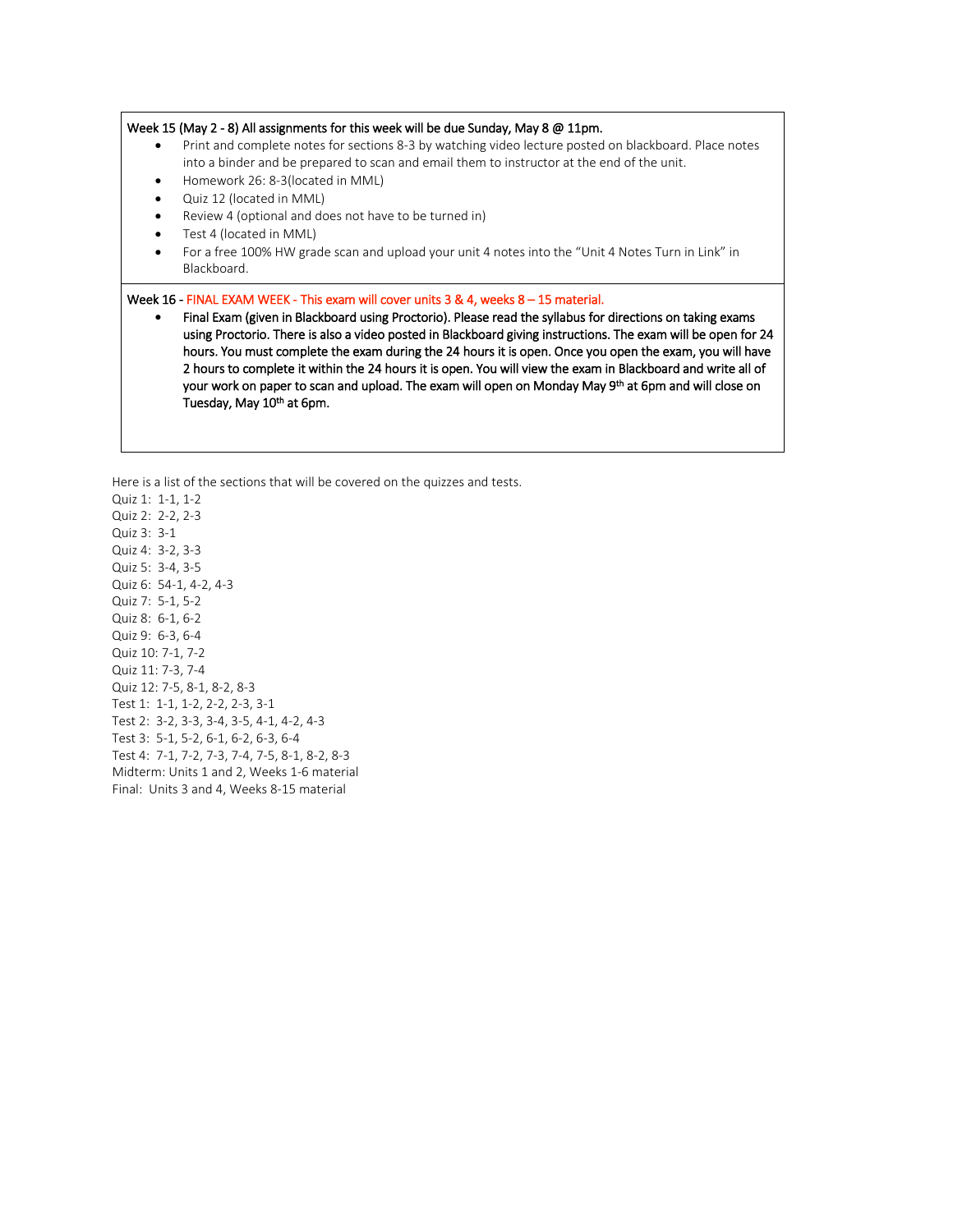**Week 15 (May 2 - 8) All assignments for this week will be due Sunday, May 8 @ 11pm.**

- Print and complete notes for sections 8-3 by watching video lecture posted on blackboard. Place notes into a binder and be prepared to scan and email them to instructor at the end of the unit.
- Homework 26: 8-3(located in MML)
- Quiz 12 (located in MML)
- Review 4 (optional and does not have to be turned in)
- Test 4 (located in MML)
- For a free 100% HW grade scan and upload your unit 4 notes into the "Unit 4 Notes Turn in Link" in Blackboard.

**Week 16 - FINAL EXAM WEEK - This exam will cover units 3 & 4, weeks 8 – 15 material.**

- **Final Exam (given in Blackboard using Proctorio). Please read the syllabus for directions on taking exams using Proctorio. There is also a video posted in Blackboard giving instructions. The exam will be open for 24 hours. You must complete the exam during the 24 hours it is open. Once you open the exam, you will have 2 hours to complete it within the 24 hours it is open. You will view the exam in Blackboard and write all of your work on paper to scan and upload. The exam will open on Monday May 9th at 6pm and will close on Tuesday, May 10th at 6pm.**

Here is a list of the sections that will be covered on the quizzes and tests.

Quiz 1: 1-1, 1-2
Quiz 2: 2-2, 2-3
Quiz 3: 3-1
Quiz 4: 3-2, 3-3
Quiz 5: 3-4, 3-5
Quiz 6: 54-1, 4-2, 4-3
Quiz 7: 5-1, 5-2
Quiz 8: 6-1, 6-2
Quiz 9: 6-3, 6-4
Quiz 10: 7-1, 7-2
Quiz 11: 7-3, 7-4
Quiz 12: 7-5, 8-1, 8-2, 8-3
Test 1: 1-1, 1-2, 2-2, 2-3, 3-1
Test 2: 3-2, 3-3, 3-4, 3-5, 4-1, 4-2, 4-3
Test 3: 5-1, 5-2, 6-1, 6-2, 6-3, 6-4
Test 4: 7-1, 7-2, 7-3, 7-4, 7-5, 8-1, 8-2, 8-3
Midterm: Units 1 and 2, Weeks 1-6 material
Final: Units 3 and 4, Weeks 8-15 material